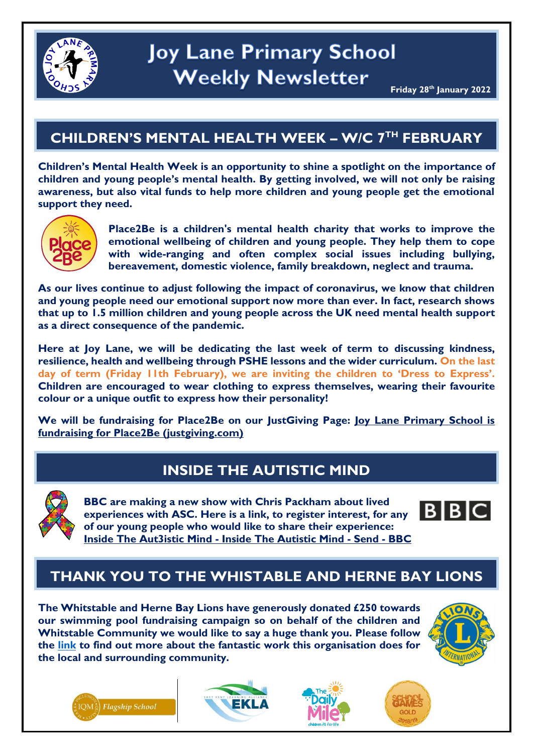# Joy Lane Primary School Weekly Newsletter

**Friday 28th January 2022**

## CHILDREN'S MENTAL HEALTH WEEK – W/C 7TH FEBRUARY

**Children's Mental Health Week is an opportunity to shine a spotlight on the importance of children and young people's mental health. By getting involved, we will not only be raising awareness, but also vital funds to help more children and young people get the emotional support they need.**

**Place2Be is a children's mental health charity that works to improve the emotional wellbeing of children and young people. They help them to cope with wide-ranging and often complex social issues including bullying, bereavement, domestic violence, family breakdown, neglect and trauma.**

**As our lives continue to adjust following the impact of coronavirus, we know that children and young people need our emotional support now more than ever. In fact, research shows that up to 1.5 million children and young people across the UK need mental health support as a direct consequence of the pandemic.**

**Here at Joy Lane, we will be dedicating the last week of term to discussing kindness, resilience, health and wellbeing through PSHE lessons and the wider curriculum. On the last day of term (Friday 11th February), we are inviting the children to 'Dress to Express'. Children are encouraged to wear clothing to express themselves, wearing their favourite colour or a unique outfit to express how their personality!**

**We will be fundraising for Place2Be on our JustGiving Page: Joy Lane Primary School is fundraising for Place2Be (justgiving.com)**

## INSIDE THE AUTISTIC MIND

**BBC are making a new show with Chris Packham about lived experiences with ASC. Here is a link, to register interest, for any of our young people who would like to share their experience: Inside The Aut3istic Mind - Inside The Autistic Mind - Send - BBC**

## THANK YOU TO THE WHISTABLE AND HERNE BAY LIONS

**The Whitstable and Herne Bay Lions have generously donated £250 towards our swimming pool fundraising campaign so on behalf of the children and Whitstable Community we would like to say a huge thank you. Please follow the link to find out more about the fantastic work this organisation does for the local and surrounding community.**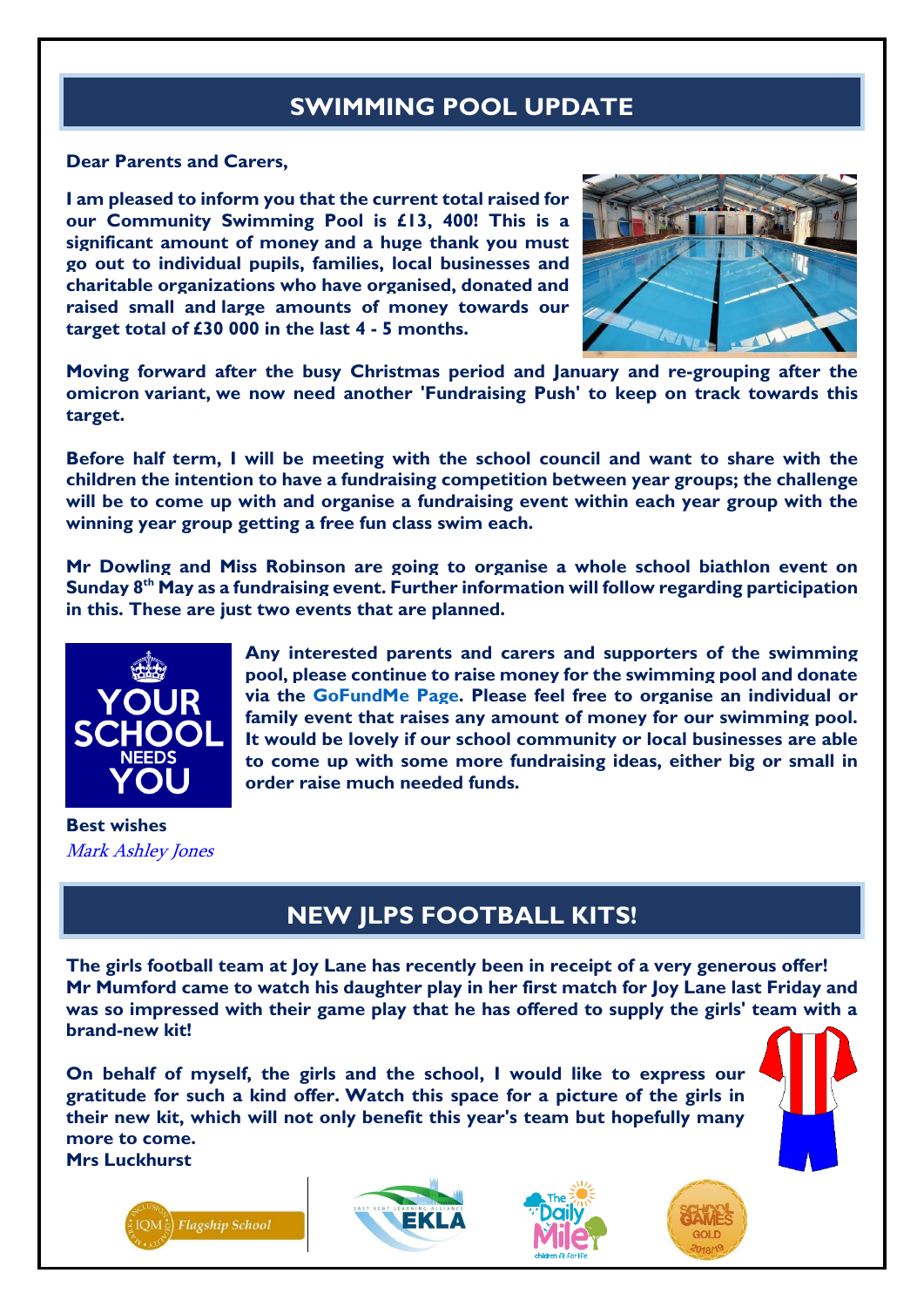## SWIMMING POOL UPDATE

**Dear Parents and Carers,**

**I am pleased to inform you that the current total raised for our Community Swimming Pool is £13, 400! This is a significant amount of money and a huge thank you must go out to individual pupils, families, local businesses and charitable organizations who have organised, donated and raised small and large amounts of money towards our target total of £30 000 in the last 4 - 5 months.**

**Moving forward after the busy Christmas period and January and re-grouping after the omicron variant, we now need another 'Fundraising Push' to keep on track towards this target.**

**Before half term, I will be meeting with the school council and want to share with the children the intention to have a fundraising competition between year groups; the challenge will be to come up with and organise a fundraising event within each year group with the winning year group getting a free fun class swim each.**

**Mr Dowling and Miss Robinson are going to organise a whole school biathlon event on Sunday 8th May as a fundraising event. Further information will follow regarding participation in this. These are just two events that are planned.**

YOUR SCHOOL NEEDS YOU

**Any interested parents and carers and supporters of the swimming pool, please continue to raise money for the swimming pool and donate via the GoFundMe Page. Please feel free to organise an individual or family event that raises any amount of money for our swimming pool. It would be lovely if our school community or local businesses are able to come up with some more fundraising ideas, either big or small in order raise much needed funds.**

**Best wishes**
*Mark Ashley Jones*

## NEW JLPS FOOTBALL KITS!

**The girls football team at Joy Lane has recently been in receipt of a very generous offer! Mr Mumford came to watch his daughter play in her first match for Joy Lane last Friday and was so impressed with their game play that he has offered to supply the girls' team with a brand-new kit!**

**On behalf of myself, the girls and the school, I would like to express our gratitude for such a kind offer. Watch this space for a picture of the girls in their new kit, which will not only benefit this year's team but hopefully many more to come.**
**Mrs Luckhurst**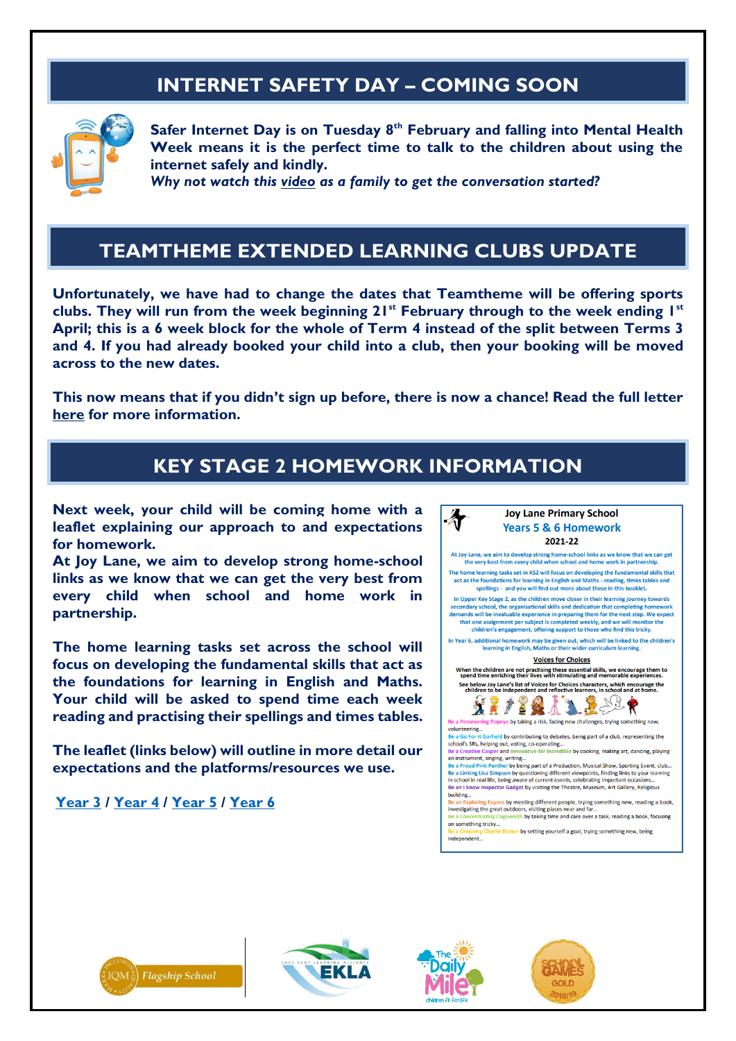## INTERNET SAFETY DAY – COMING SOON

**Safer Internet Day is on Tuesday 8th February and falling into Mental Health Week means it is the perfect time to talk to the children about using the internet safely and kindly.**
***Why not watch this video as a family to get the conversation started?***

## TEAMTHEME EXTENDED LEARNING CLUBS UPDATE

**Unfortunately, we have had to change the dates that Teamtheme will be offering sports clubs. They will run from the week beginning 21st February through to the week ending 1st April; this is a 6 week block for the whole of Term 4 instead of the split between Terms 3 and 4. If you had already booked your child into a club, then your booking will be moved across to the new dates.**

**This now means that if you didn't sign up before, there is now a chance! Read the full letter here for more information.**

## KEY STAGE 2 HOMEWORK INFORMATION

**Next week, your child will be coming home with a leaflet explaining our approach to and expectations for homework.**
**At Joy Lane, we aim to develop strong home-school links as we know that we can get the very best from every child when school and home work in partnership.**

**The home learning tasks set across the school will focus on developing the fundamental skills that act as the foundations for learning in English and Maths. Your child will be asked to spend time each week reading and practising their spellings and times tables.**

**The leaflet (links below) will outline in more detail our expectations and the platforms/resources we use.**

**Year 3 / Year 4 / Year 5 / Year 6**

**Joy Lane Primary School**
**Years 5 & 6 Homework**
**2021-22**

At Joy Lane, we aim to develop strong home-school links as we know that we can get the very best from every child when school and home work in partnership.

The home learning tasks set in KS2 will focus on developing the fundamental skills that act as the foundations for learning in English and Maths - reading, times tables and spellings - and you will find out more about these in this booklet.

In Upper Key Stage 2, as the children move closer in their learning journey towards secondary school, the organisational skills and dedication that completing homework demands will be invaluable experience in preparing them for the next step. We expect that one assignment per subject is completed weekly, and we will monitor the children's engagement, offering support to those who find this tricky.

In Year 6, additional homework may be given out, which will be linked to the children's learning in English, Maths or their wider curriculum learning.

**Voices for Choices**

When the children are not practising these essential skills, we encourage them to spend time enriching their lives with stimulating and memorable experiences.
See below Joy Lane's list of Voices for Choices characters, which encourage the children to be independent and reflective learners, in school and at home.

Be a Persevering Popeye by taking a risk, facing new challenges, trying something new, volunteering...
Be a Go For it Garfield by contributing to debates, being part of a club, representing the school's 3Rs, helping out, voting, co-operating...
Be a Creative Casper and Innovative Mr Incredible by cooking, making art, dancing, playing an instrument, singing, writing...
Be a Proud Pink Panther by being part of a Production, Musical Show, Sporting Event, club...
Be a Linking Lisa Simpson by questioning different viewpoints, finding links to your learning in school in real life, being aware of current events, celebrating important occasions...
Be an I know Inspector Gadget by visiting the Theatre, Museum, Art Gallery, Religious building...
Be an Exploring Eeyore by meeting different people, trying something new, reading a book, investigating the great outdoors, visiting places near and far...
Be a Concentrating Cogsworth by taking time and care over a task, reading a book, focusing on something tricky...
Be a Choosing Charlie Brown by setting yourself a goal, trying something new, being independent...